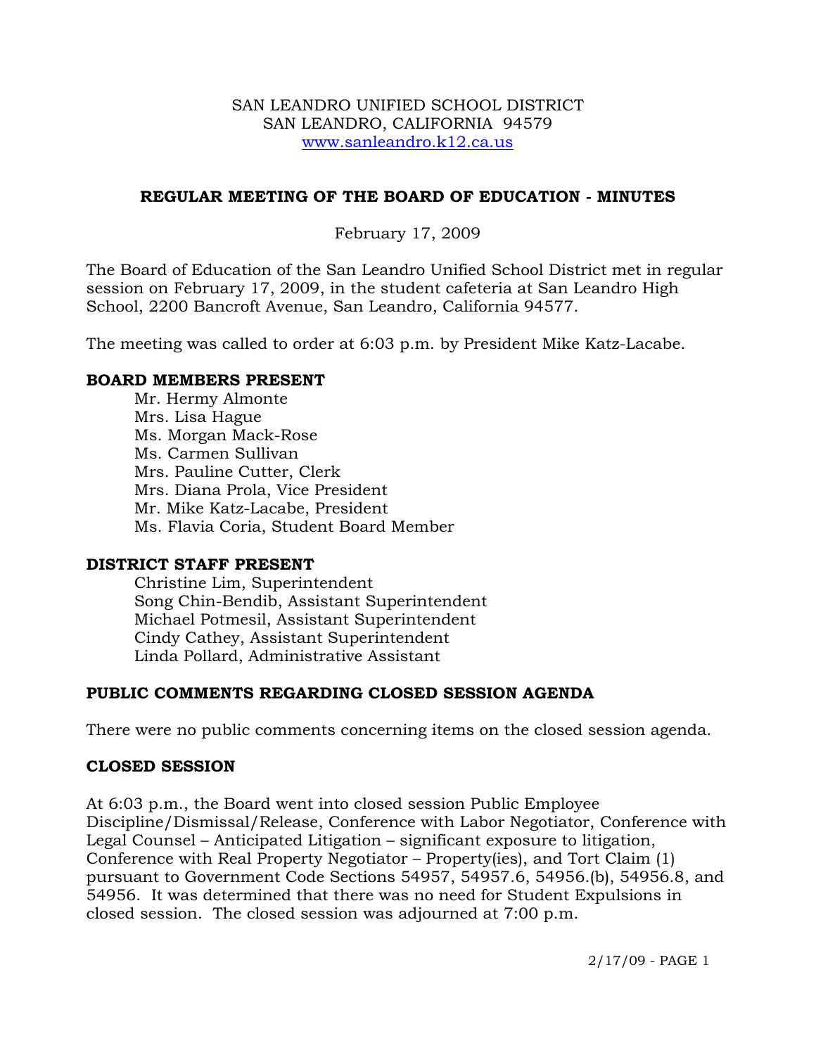SAN LEANDRO UNIFIED SCHOOL DISTRICT
SAN LEANDRO, CALIFORNIA 94579
www.sanleandro.k12.ca.us

## REGULAR MEETING OF THE BOARD OF EDUCATION - MINUTES

February 17, 2009

The Board of Education of the San Leandro Unified School District met in regular session on February 17, 2009, in the student cafeteria at San Leandro High School, 2200 Bancroft Avenue, San Leandro, California 94577.

The meeting was called to order at 6:03 p.m. by President Mike Katz-Lacabe.

### BOARD MEMBERS PRESENT

Mr. Hermy Almonte
Mrs. Lisa Hague
Ms. Morgan Mack-Rose
Ms. Carmen Sullivan
Mrs. Pauline Cutter, Clerk
Mrs. Diana Prola, Vice President
Mr. Mike Katz-Lacabe, President
Ms. Flavia Coria, Student Board Member

### DISTRICT STAFF PRESENT

Christine Lim, Superintendent
Song Chin-Bendib, Assistant Superintendent
Michael Potmesil, Assistant Superintendent
Cindy Cathey, Assistant Superintendent
Linda Pollard, Administrative Assistant

### PUBLIC COMMENTS REGARDING CLOSED SESSION AGENDA

There were no public comments concerning items on the closed session agenda.

### CLOSED SESSION

At 6:03 p.m., the Board went into closed session Public Employee Discipline/Dismissal/Release, Conference with Labor Negotiator, Conference with Legal Counsel – Anticipated Litigation – significant exposure to litigation, Conference with Real Property Negotiator – Property(ies), and Tort Claim (1) pursuant to Government Code Sections 54957, 54957.6, 54956.(b), 54956.8, and 54956. It was determined that there was no need for Student Expulsions in closed session. The closed session was adjourned at 7:00 p.m.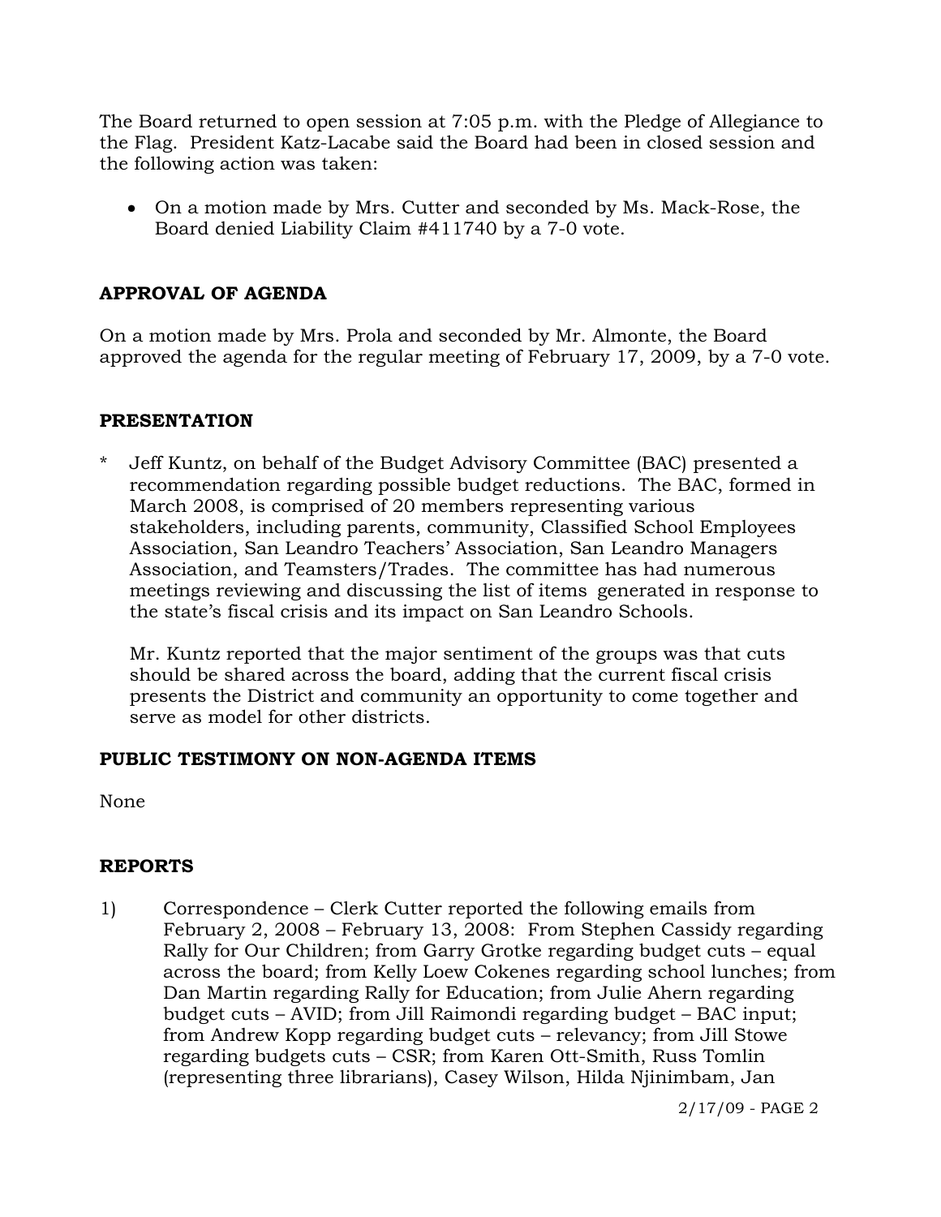The Board returned to open session at 7:05 p.m. with the Pledge of Allegiance to the Flag. President Katz-Lacabe said the Board had been in closed session and the following action was taken:

- On a motion made by Mrs. Cutter and seconded by Ms. Mack-Rose, the Board denied Liability Claim #411740 by a 7-0 vote.

## APPROVAL OF AGENDA

On a motion made by Mrs. Prola and seconded by Mr. Almonte, the Board approved the agenda for the regular meeting of February 17, 2009, by a 7-0 vote.

## PRESENTATION

\* Jeff Kuntz, on behalf of the Budget Advisory Committee (BAC) presented a recommendation regarding possible budget reductions. The BAC, formed in March 2008, is comprised of 20 members representing various stakeholders, including parents, community, Classified School Employees Association, San Leandro Teachers' Association, San Leandro Managers Association, and Teamsters/Trades. The committee has had numerous meetings reviewing and discussing the list of items generated in response to the state's fiscal crisis and its impact on San Leandro Schools.

Mr. Kuntz reported that the major sentiment of the groups was that cuts should be shared across the board, adding that the current fiscal crisis presents the District and community an opportunity to come together and serve as model for other districts.

## PUBLIC TESTIMONY ON NON-AGENDA ITEMS

None

## REPORTS

1) Correspondence – Clerk Cutter reported the following emails from February 2, 2008 – February 13, 2008: From Stephen Cassidy regarding Rally for Our Children; from Garry Grotke regarding budget cuts – equal across the board; from Kelly Loew Cokenes regarding school lunches; from Dan Martin regarding Rally for Education; from Julie Ahern regarding budget cuts – AVID; from Jill Raimondi regarding budget – BAC input; from Andrew Kopp regarding budget cuts – relevancy; from Jill Stowe regarding budgets cuts – CSR; from Karen Ott-Smith, Russ Tomlin (representing three librarians), Casey Wilson, Hilda Njinimbam, Jan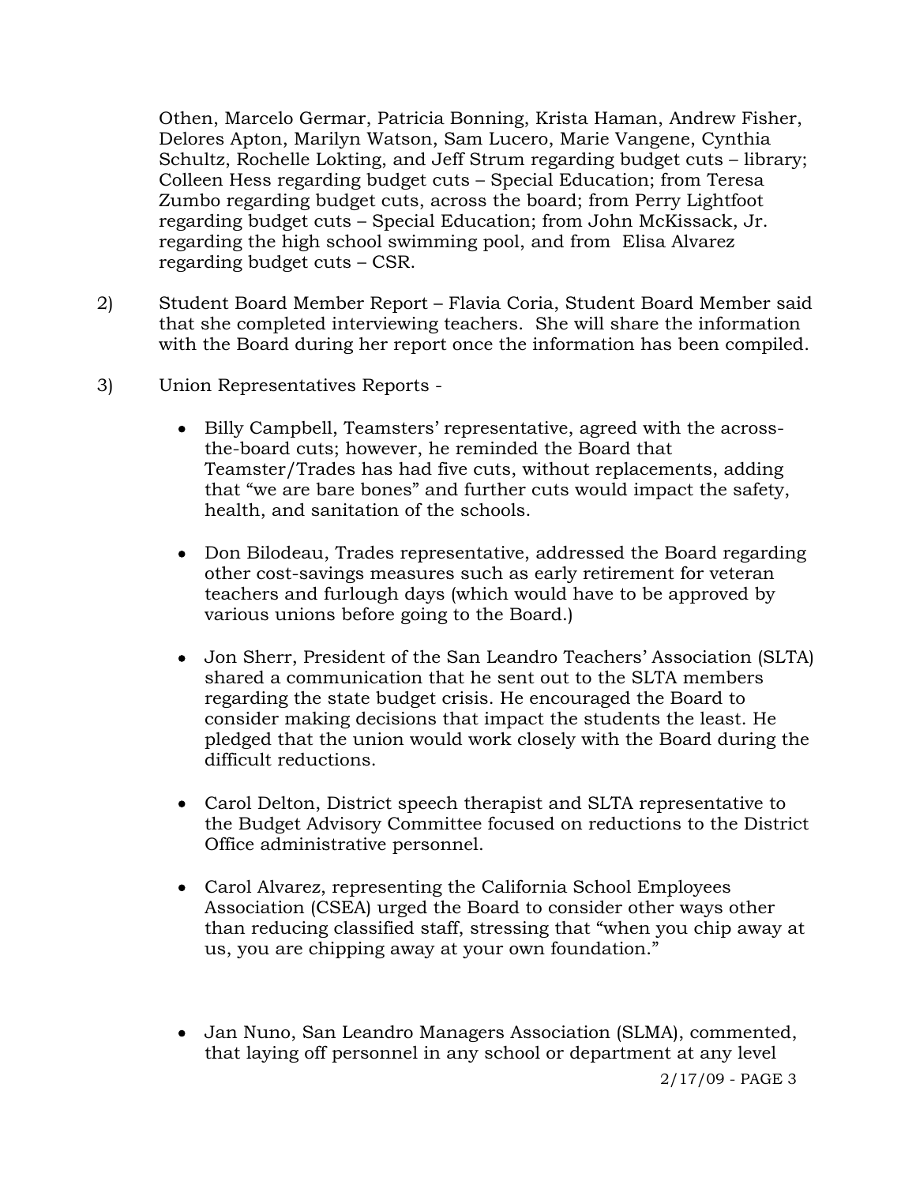Othen, Marcelo Germar, Patricia Bonning, Krista Haman, Andrew Fisher, Delores Apton, Marilyn Watson, Sam Lucero, Marie Vangene, Cynthia Schultz, Rochelle Lokting, and Jeff Strum regarding budget cuts – library; Colleen Hess regarding budget cuts – Special Education; from Teresa Zumbo regarding budget cuts, across the board; from Perry Lightfoot regarding budget cuts – Special Education; from John McKissack, Jr. regarding the high school swimming pool, and from Elisa Alvarez regarding budget cuts – CSR.

2) Student Board Member Report – Flavia Coria, Student Board Member said that she completed interviewing teachers. She will share the information with the Board during her report once the information has been compiled.

3) Union Representatives Reports -

- Billy Campbell, Teamsters' representative, agreed with the across-the-board cuts; however, he reminded the Board that Teamster/Trades has had five cuts, without replacements, adding that "we are bare bones" and further cuts would impact the safety, health, and sanitation of the schools.

- Don Bilodeau, Trades representative, addressed the Board regarding other cost-savings measures such as early retirement for veteran teachers and furlough days (which would have to be approved by various unions before going to the Board.)

- Jon Sherr, President of the San Leandro Teachers' Association (SLTA) shared a communication that he sent out to the SLTA members regarding the state budget crisis. He encouraged the Board to consider making decisions that impact the students the least. He pledged that the union would work closely with the Board during the difficult reductions.

- Carol Delton, District speech therapist and SLTA representative to the Budget Advisory Committee focused on reductions to the District Office administrative personnel.

- Carol Alvarez, representing the California School Employees Association (CSEA) urged the Board to consider other ways other than reducing classified staff, stressing that "when you chip away at us, you are chipping away at your own foundation."

- Jan Nuno, San Leandro Managers Association (SLMA), commented, that laying off personnel in any school or department at any level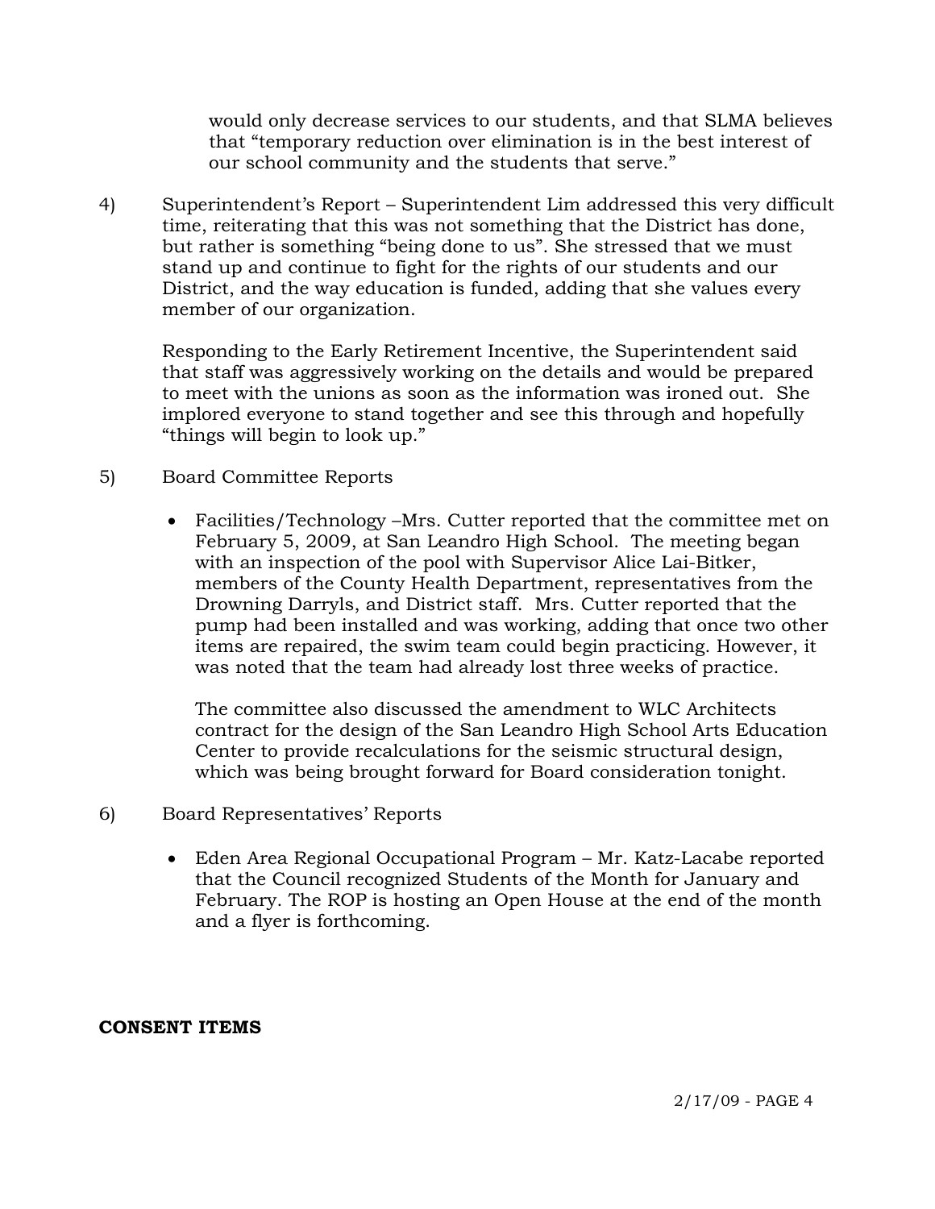would only decrease services to our students, and that SLMA believes that "temporary reduction over elimination is in the best interest of our school community and the students that serve."

4) Superintendent's Report – Superintendent Lim addressed this very difficult time, reiterating that this was not something that the District has done, but rather is something "being done to us". She stressed that we must stand up and continue to fight for the rights of our students and our District, and the way education is funded, adding that she values every member of our organization.

   Responding to the Early Retirement Incentive, the Superintendent said that staff was aggressively working on the details and would be prepared to meet with the unions as soon as the information was ironed out. She implored everyone to stand together and see this through and hopefully "things will begin to look up."

5) Board Committee Reports

   - Facilities/Technology –Mrs. Cutter reported that the committee met on February 5, 2009, at San Leandro High School. The meeting began with an inspection of the pool with Supervisor Alice Lai-Bitker, members of the County Health Department, representatives from the Drowning Darryls, and District staff. Mrs. Cutter reported that the pump had been installed and was working, adding that once two other items are repaired, the swim team could begin practicing. However, it was noted that the team had already lost three weeks of practice.

     The committee also discussed the amendment to WLC Architects contract for the design of the San Leandro High School Arts Education Center to provide recalculations for the seismic structural design, which was being brought forward for Board consideration tonight.

6) Board Representatives' Reports

   - Eden Area Regional Occupational Program – Mr. Katz-Lacabe reported that the Council recognized Students of the Month for January and February. The ROP is hosting an Open House at the end of the month and a flyer is forthcoming.

**CONSENT ITEMS**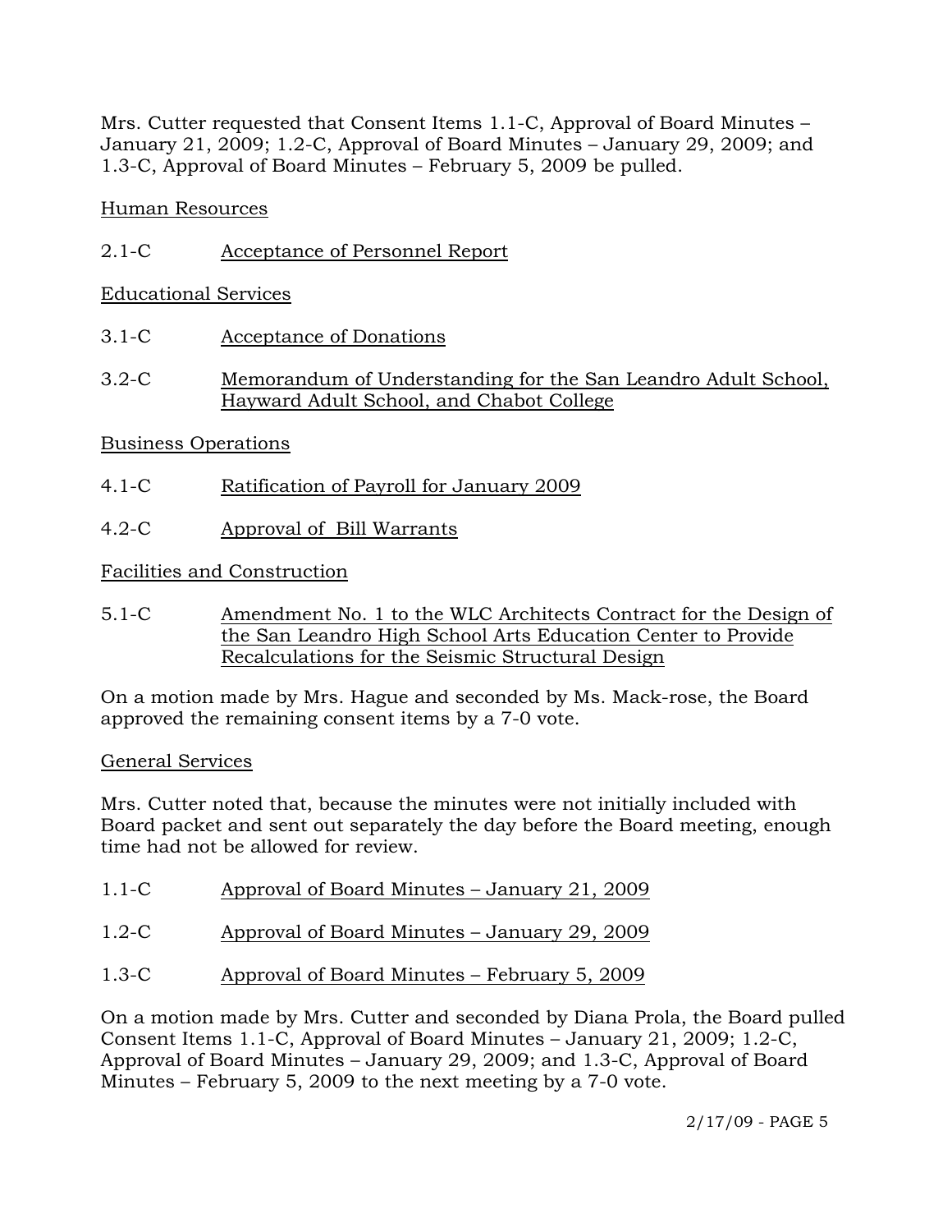Mrs. Cutter requested that Consent Items 1.1-C, Approval of Board Minutes – January 21, 2009; 1.2-C, Approval of Board Minutes – January 29, 2009; and 1.3-C, Approval of Board Minutes – February 5, 2009 be pulled.

<u>Human Resources</u>

2.1-C <u>Acceptance of Personnel Report</u>

<u>Educational Services</u>

3.1-C <u>Acceptance of Donations</u>

3.2-C <u>Memorandum of Understanding for the San Leandro Adult School, Hayward Adult School, and Chabot College</u>

<u>Business Operations</u>

4.1-C <u>Ratification of Payroll for January 2009</u>

4.2-C <u>Approval of Bill Warrants</u>

<u>Facilities and Construction</u>

5.1-C <u>Amendment No. 1 to the WLC Architects Contract for the Design of the San Leandro High School Arts Education Center to Provide Recalculations for the Seismic Structural Design</u>

On a motion made by Mrs. Hague and seconded by Ms. Mack-rose, the Board approved the remaining consent items by a 7-0 vote.

<u>General Services</u>

Mrs. Cutter noted that, because the minutes were not initially included with Board packet and sent out separately the day before the Board meeting, enough time had not be allowed for review.

1.1-C <u>Approval of Board Minutes – January 21, 2009</u>

1.2-C <u>Approval of Board Minutes – January 29, 2009</u>

1.3-C <u>Approval of Board Minutes – February 5, 2009</u>

On a motion made by Mrs. Cutter and seconded by Diana Prola, the Board pulled Consent Items 1.1-C, Approval of Board Minutes – January 21, 2009; 1.2-C, Approval of Board Minutes – January 29, 2009; and 1.3-C, Approval of Board Minutes – February 5, 2009 to the next meeting by a 7-0 vote.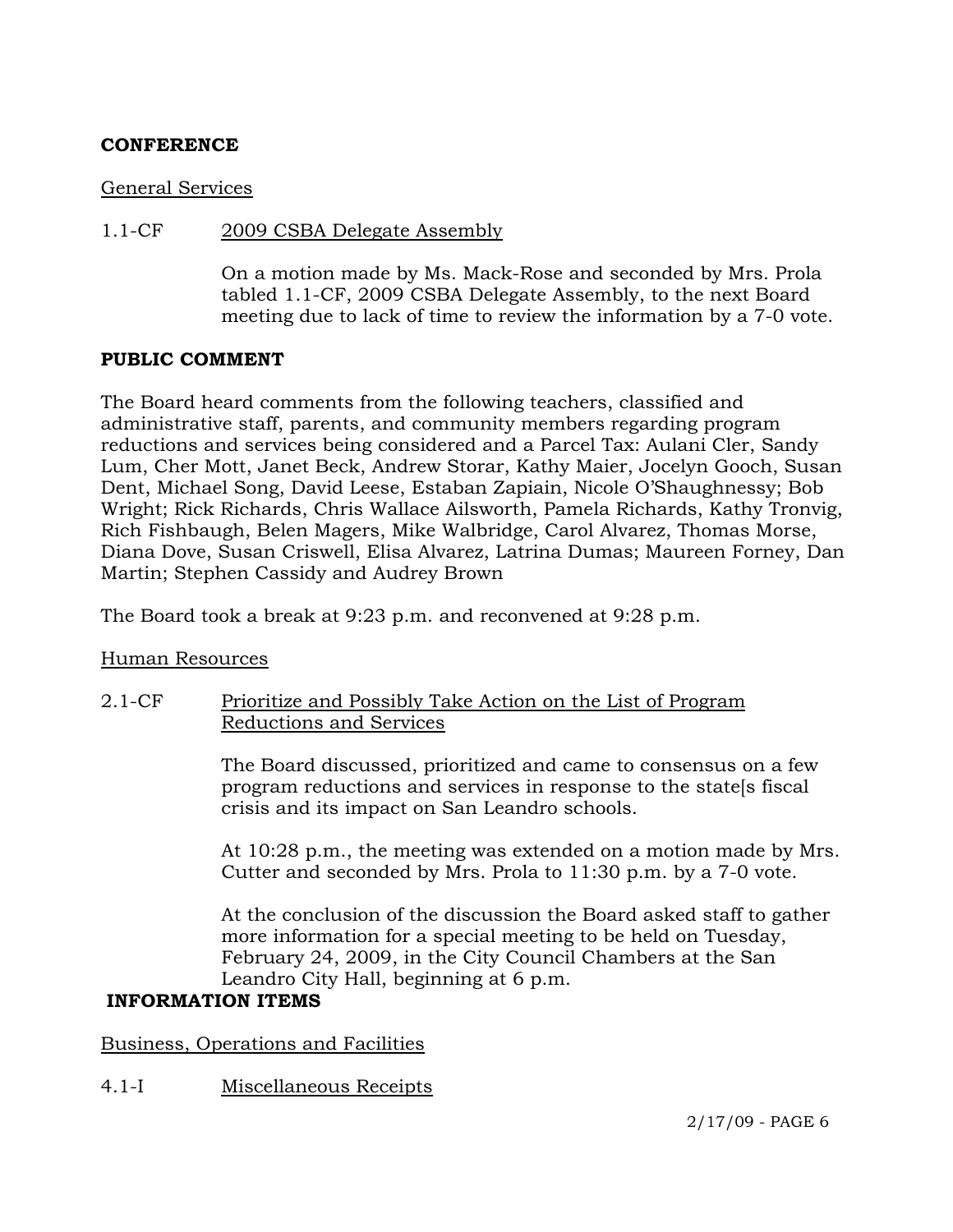**CONFERENCE**

General Services

1.1-CF 2009 CSBA Delegate Assembly

On a motion made by Ms. Mack-Rose and seconded by Mrs. Prola tabled 1.1-CF, 2009 CSBA Delegate Assembly, to the next Board meeting due to lack of time to review the information by a 7-0 vote.

**PUBLIC COMMENT**

The Board heard comments from the following teachers, classified and administrative staff, parents, and community members regarding program reductions and services being considered and a Parcel Tax: Aulani Cler, Sandy Lum, Cher Mott, Janet Beck, Andrew Storar, Kathy Maier, Jocelyn Gooch, Susan Dent, Michael Song, David Leese, Estaban Zapiain, Nicole O'Shaughnessy; Bob Wright; Rick Richards, Chris Wallace Ailsworth, Pamela Richards, Kathy Tronvig, Rich Fishbaugh, Belen Magers, Mike Walbridge, Carol Alvarez, Thomas Morse, Diana Dove, Susan Criswell, Elisa Alvarez, Latrina Dumas; Maureen Forney, Dan Martin; Stephen Cassidy and Audrey Brown

The Board took a break at 9:23 p.m. and reconvened at 9:28 p.m.

Human Resources

2.1-CF Prioritize and Possibly Take Action on the List of Program Reductions and Services

The Board discussed, prioritized and came to consensus on a few program reductions and services in response to the state[s fiscal crisis and its impact on San Leandro schools.

At 10:28 p.m., the meeting was extended on a motion made by Mrs. Cutter and seconded by Mrs. Prola to 11:30 p.m. by a 7-0 vote.

At the conclusion of the discussion the Board asked staff to gather more information for a special meeting to be held on Tuesday, February 24, 2009, in the City Council Chambers at the San Leandro City Hall, beginning at 6 p.m.

**INFORMATION ITEMS**

Business, Operations and Facilities

4.1-I Miscellaneous Receipts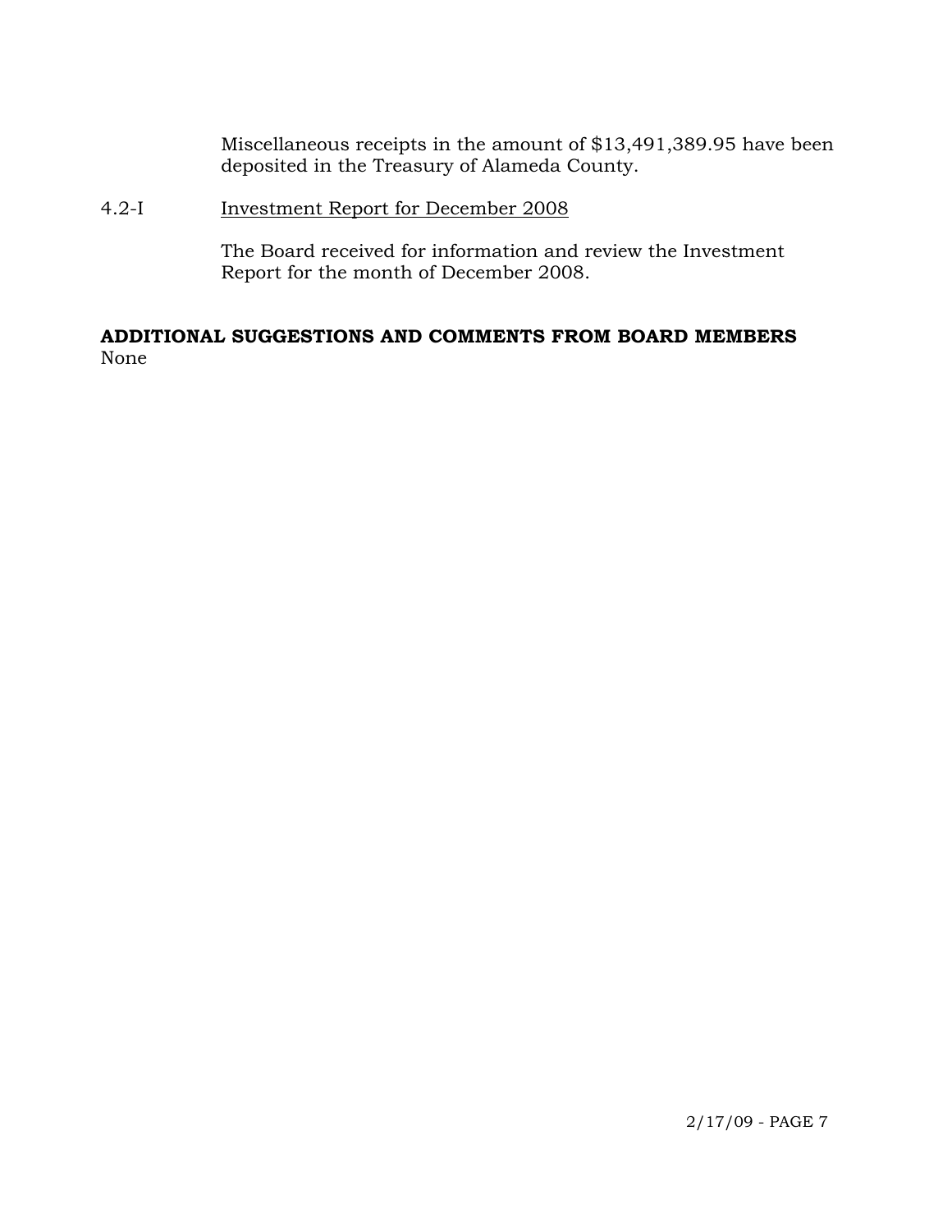Miscellaneous receipts in the amount of $13,491,389.95 have been deposited in the Treasury of Alameda County.

4.2-I Investment Report for December 2008

The Board received for information and review the Investment Report for the month of December 2008.

**ADDITIONAL SUGGESTIONS AND COMMENTS FROM BOARD MEMBERS**

None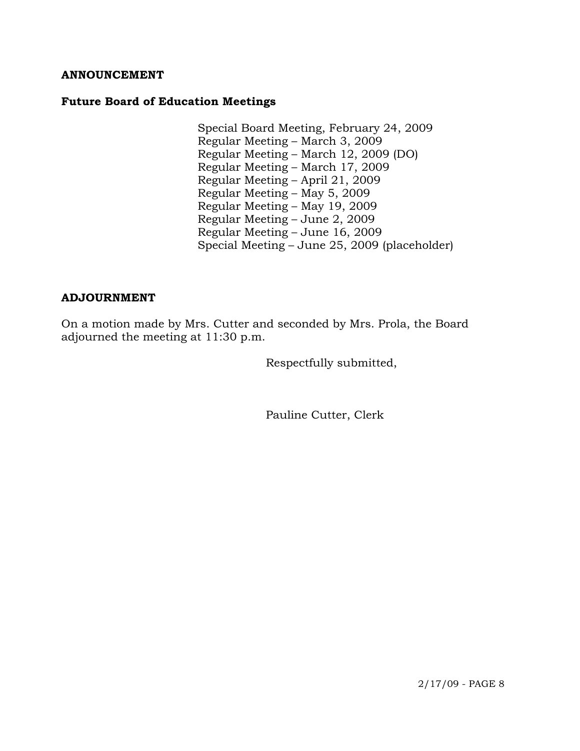**ANNOUNCEMENT**

**Future Board of Education Meetings**

Special Board Meeting, February 24, 2009
Regular Meeting – March 3, 2009
Regular Meeting – March 12, 2009 (DO)
Regular Meeting – March 17, 2009
Regular Meeting – April 21, 2009
Regular Meeting – May 5, 2009
Regular Meeting – May 19, 2009
Regular Meeting – June 2, 2009
Regular Meeting – June 16, 2009
Special Meeting – June 25, 2009 (placeholder)

**ADJOURNMENT**

On a motion made by Mrs. Cutter and seconded by Mrs. Prola, the Board adjourned the meeting at 11:30 p.m.

Respectfully submitted,

Pauline Cutter, Clerk